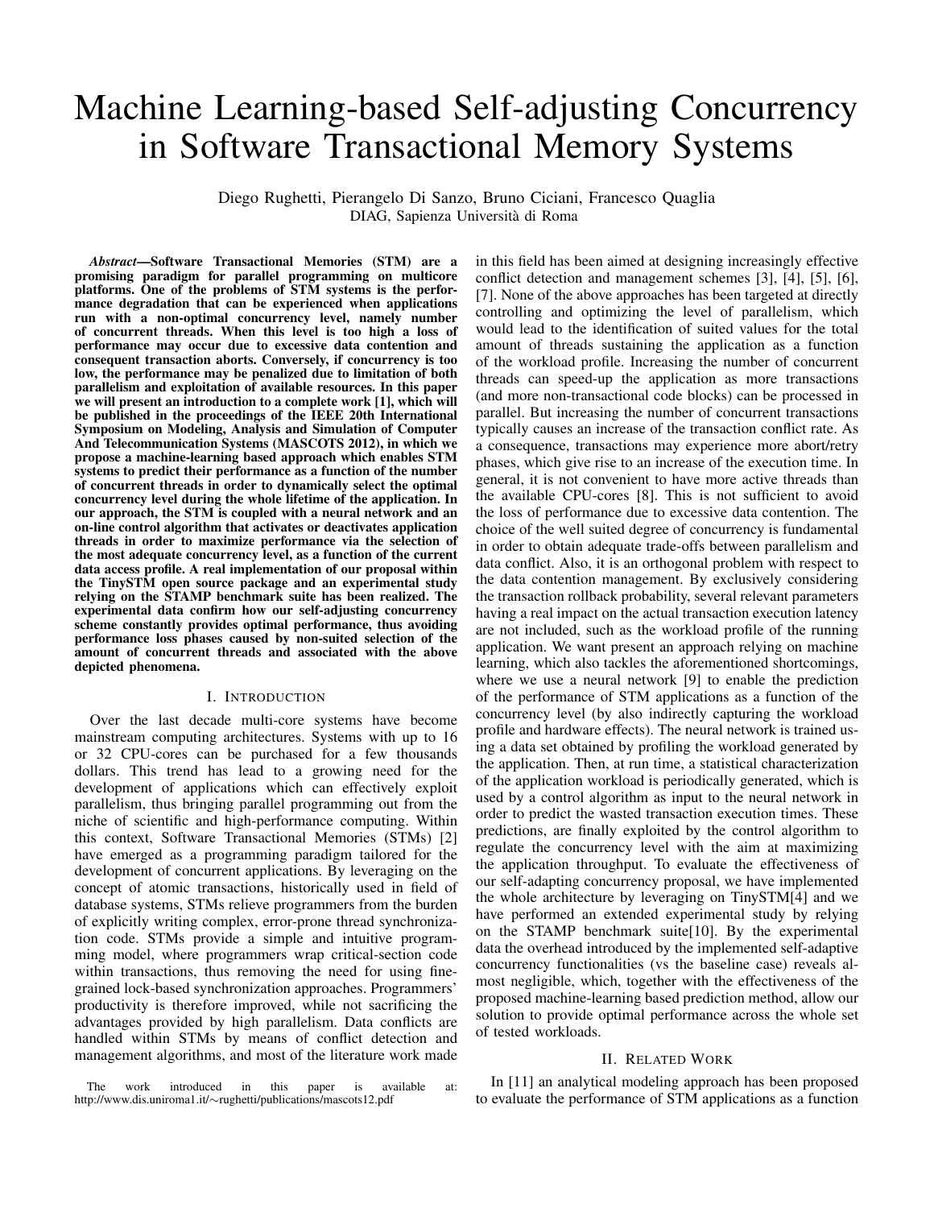# Machine Learning-based Self-adjusting Concurrency in Software Transactional Memory Systems

Diego Rughetti, Pierangelo Di Sanzo, Bruno Ciciani, Francesco Quaglia
DIAG, Sapienza Università di Roma

***Abstract*—Software Transactional Memories (STM) are a promising paradigm for parallel programming on multicore platforms. One of the problems of STM systems is the performance degradation that can be experienced when applications run with a non-optimal concurrency level, namely number of concurrent threads. When this level is too high a loss of performance may occur due to excessive data contention and consequent transaction aborts. Conversely, if concurrency is too low, the performance may be penalized due to limitation of both parallelism and exploitation of available resources. In this paper we will present an introduction to a complete work [1], which will be published in the proceedings of the IEEE 20th International Symposium on Modeling, Analysis and Simulation of Computer And Telecommunication Systems (MASCOTS 2012), in which we propose a machine-learning based approach which enables STM systems to predict their performance as a function of the number of concurrent threads in order to dynamically select the optimal concurrency level during the whole lifetime of the application. In our approach, the STM is coupled with a neural network and an on-line control algorithm that activates or deactivates application threads in order to maximize performance via the selection of the most adequate concurrency level, as a function of the current data access profile. A real implementation of our proposal within the TinySTM open source package and an experimental study relying on the STAMP benchmark suite has been realized. The experimental data confirm how our self-adjusting concurrency scheme constantly provides optimal performance, thus avoiding performance loss phases caused by non-suited selection of the amount of concurrent threads and associated with the above depicted phenomena.**

## I. Introduction

Over the last decade multi-core systems have become mainstream computing architectures. Systems with up to 16 or 32 CPU-cores can be purchased for a few thousands dollars. This trend has lead to a growing need for the development of applications which can effectively exploit parallelism, thus bringing parallel programming out from the niche of scientific and high-performance computing. Within this context, Software Transactional Memories (STMs) [2] have emerged as a programming paradigm tailored for the development of concurrent applications. By leveraging on the concept of atomic transactions, historically used in field of database systems, STMs relieve programmers from the burden of explicitly writing complex, error-prone thread synchronization code. STMs provide a simple and intuitive programming model, where programmers wrap critical-section code within transactions, thus removing the need for using fine-grained lock-based synchronization approaches. Programmers' productivity is therefore improved, while not sacrificing the advantages provided by high parallelism. Data conflicts are handled within STMs by means of conflict detection and management algorithms, and most of the literature work made in this field has been aimed at designing increasingly effective conflict detection and management schemes [3], [4], [5], [6], [7]. None of the above approaches has been targeted at directly controlling and optimizing the level of parallelism, which would lead to the identification of suited values for the total amount of threads sustaining the application as a function of the workload profile. Increasing the number of concurrent threads can speed-up the application as more transactions (and more non-transactional code blocks) can be processed in parallel. But increasing the number of concurrent transactions typically causes an increase of the transaction conflict rate. As a consequence, transactions may experience more abort/retry phases, which give rise to an increase of the execution time. In general, it is not convenient to have more active threads than the available CPU-cores [8]. This is not sufficient to avoid the loss of performance due to excessive data contention. The choice of the well suited degree of concurrency is fundamental in order to obtain adequate trade-offs between parallelism and data conflict. Also, it is an orthogonal problem with respect to the data contention management. By exclusively considering the transaction rollback probability, several relevant parameters having a real impact on the actual transaction execution latency are not included, such as the workload profile of the running application. We want present an approach relying on machine learning, which also tackles the aforementioned shortcomings, where we use a neural network [9] to enable the prediction of the performance of STM applications as a function of the concurrency level (by also indirectly capturing the workload profile and hardware effects). The neural network is trained using a data set obtained by profiling the workload generated by the application. Then, at run time, a statistical characterization of the application workload is periodically generated, which is used by a control algorithm as input to the neural network in order to predict the wasted transaction execution times. These predictions, are finally exploited by the control algorithm to regulate the concurrency level with the aim at maximizing the application throughput. To evaluate the effectiveness of our self-adapting concurrency proposal, we have implemented the whole architecture by leveraging on TinySTM[4] and we have performed an extended experimental study by relying on the STAMP benchmark suite[10]. By the experimental data the overhead introduced by the implemented self-adaptive concurrency functionalities (vs the baseline case) reveals almost negligible, which, together with the effectiveness of the proposed machine-learning based prediction method, allow our solution to provide optimal performance across the whole set of tested workloads.

## II. Related Work

In [11] an analytical modeling approach has been proposed to evaluate the performance of STM applications as a function

The work introduced in this paper is available at: http://www.dis.uniroma1.it/∼rughetti/publications/mascots12.pdf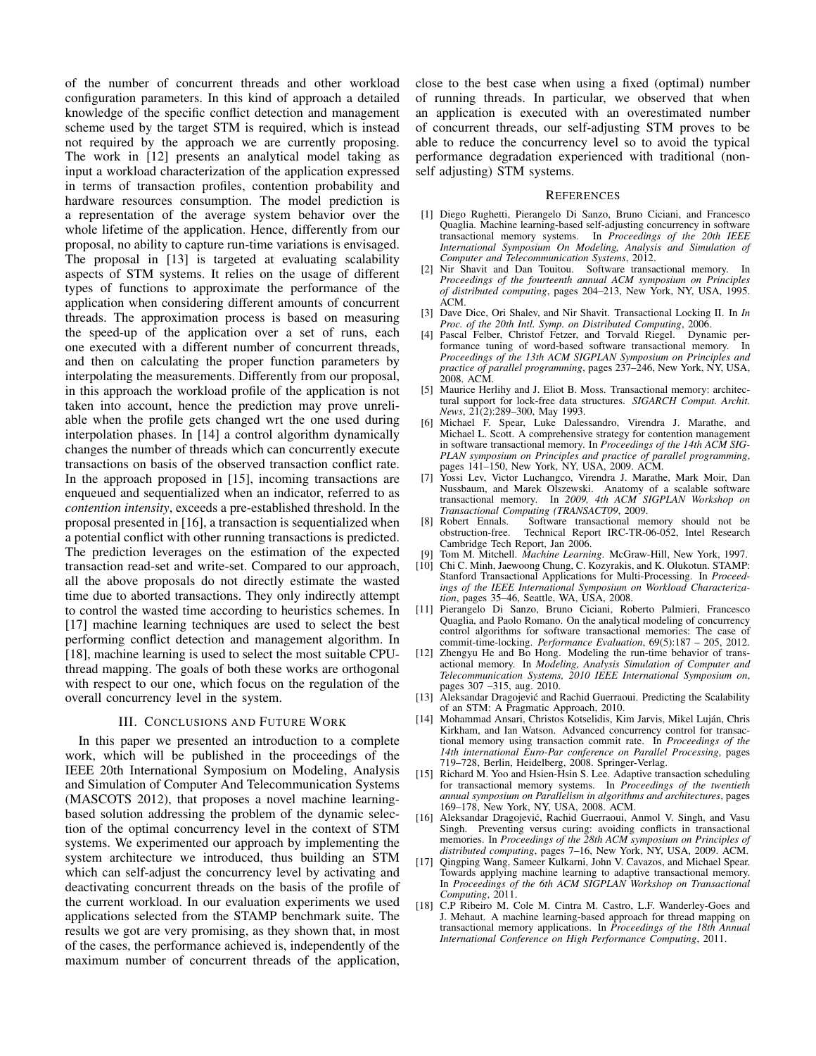of the number of concurrent threads and other workload configuration parameters. In this kind of approach a detailed knowledge of the specific conflict detection and management scheme used by the target STM is required, which is instead not required by the approach we are currently proposing. The work in [12] presents an analytical model taking as input a workload characterization of the application expressed in terms of transaction profiles, contention probability and hardware resources consumption. The model prediction is a representation of the average system behavior over the whole lifetime of the application. Hence, differently from our proposal, no ability to capture run-time variations is envisaged. The proposal in [13] is targeted at evaluating scalability aspects of STM systems. It relies on the usage of different types of functions to approximate the performance of the application when considering different amounts of concurrent threads. The approximation process is based on measuring the speed-up of the application over a set of runs, each one executed with a different number of concurrent threads, and then on calculating the proper function parameters by interpolating the measurements. Differently from our proposal, in this approach the workload profile of the application is not taken into account, hence the prediction may prove unreliable when the profile gets changed wrt the one used during interpolation phases. In [14] a control algorithm dynamically changes the number of threads which can concurrently execute transactions on basis of the observed transaction conflict rate. In the approach proposed in [15], incoming transactions are enqueued and sequentialized when an indicator, referred to as *contention intensity*, exceeds a pre-established threshold. In the proposal presented in [16], a transaction is sequentialized when a potential conflict with other running transactions is predicted. The prediction leverages on the estimation of the expected transaction read-set and write-set. Compared to our approach, all the above proposals do not directly estimate the wasted time due to aborted transactions. They only indirectly attempt to control the wasted time according to heuristics schemes. In [17] machine learning techniques are used to select the best performing conflict detection and management algorithm. In [18], machine learning is used to select the most suitable CPU-thread mapping. The goals of both these works are orthogonal with respect to our one, which focus on the regulation of the overall concurrency level in the system.

## III. Conclusions and Future Work

In this paper we presented an introduction to a complete work, which will be published in the proceedings of the IEEE 20th International Symposium on Modeling, Analysis and Simulation of Computer And Telecommunication Systems (MASCOTS 2012), that proposes a novel machine learning-based solution addressing the problem of the dynamic selection of the optimal concurrency level in the context of STM systems. We experimented our approach by implementing the system architecture we introduced, thus building an STM which can self-adjust the concurrency level by activating and deactivating concurrent threads on the basis of the profile of the current workload. In our evaluation experiments we used applications selected from the STAMP benchmark suite. The results we got are very promising, as they shown that, in most of the cases, the performance achieved is, independently of the maximum number of concurrent threads of the application, close to the best case when using a fixed (optimal) number of running threads. In particular, we observed that when an application is executed with an overestimated number of concurrent threads, our self-adjusting STM proves to be able to reduce the concurrency level so to avoid the typical performance degradation experienced with traditional (non-self adjusting) STM systems.

## References

[1] Diego Rughetti, Pierangelo Di Sanzo, Bruno Ciciani, and Francesco Quaglia. Machine learning-based self-adjusting concurrency in software transactional memory systems. In *Proceedings of the 20th IEEE International Symposium On Modeling, Analysis and Simulation of Computer and Telecommunication Systems*, 2012.

[2] Nir Shavit and Dan Touitou. Software transactional memory. In *Proceedings of the fourteenth annual ACM symposium on Principles of distributed computing*, pages 204–213, New York, NY, USA, 1995. ACM.

[3] Dave Dice, Ori Shalev, and Nir Shavit. Transactional Locking II. In *In Proc. of the 20th Intl. Symp. on Distributed Computing*, 2006.

[4] Pascal Felber, Christof Fetzer, and Torvald Riegel. Dynamic performance tuning of word-based software transactional memory. In *Proceedings of the 13th ACM SIGPLAN Symposium on Principles and practice of parallel programming*, pages 237–246, New York, NY, USA, 2008. ACM.

[5] Maurice Herlihy and J. Eliot B. Moss. Transactional memory: architectural support for lock-free data structures. *SIGARCH Comput. Archit. News*, 21(2):289–300, May 1993.

[6] Michael F. Spear, Luke Dalessandro, Virendra J. Marathe, and Michael L. Scott. A comprehensive strategy for contention management in software transactional memory. In *Proceedings of the 14th ACM SIGPLAN symposium on Principles and practice of parallel programming*, pages 141–150, New York, NY, USA, 2009. ACM.

[7] Yossi Lev, Victor Luchangco, Virendra J. Marathe, Mark Moir, Dan Nussbaum, and Marek Olszewski. Anatomy of a scalable software transactional memory. In *2009, 4th ACM SIGPLAN Workshop on Transactional Computing (TRANSACT09*, 2009.

[8] Robert Ennals. Software transactional memory should not be obstruction-free. Technical Report IRC-TR-06-052, Intel Research Cambridge Tech Report, Jan 2006.

[9] Tom M. Mitchell. *Machine Learning*. McGraw-Hill, New York, 1997.

[10] Chi C. Minh, Jaewoong Chung, C. Kozyrakis, and K. Olukotun. STAMP: Stanford Transactional Applications for Multi-Processing. In *Proceedings of the IEEE International Symposium on Workload Characterization*, pages 35–46, Seattle, WA, USA, 2008.

[11] Pierangelo Di Sanzo, Bruno Ciciani, Roberto Palmieri, Francesco Quaglia, and Paolo Romano. On the analytical modeling of concurrency control algorithms for software transactional memories: The case of commit-time-locking. *Performance Evaluation*, 69(5):187 – 205, 2012.

[12] Zhengyu He and Bo Hong. Modeling the run-time behavior of transactional memory. In *Modeling, Analysis Simulation of Computer and Telecommunication Systems, 2010 IEEE International Symposium on*, pages 307 –315, aug. 2010.

[13] Aleksandar Dragojević and Rachid Guerraoui. Predicting the Scalability of an STM: A Pragmatic Approach, 2010.

[14] Mohammad Ansari, Christos Kotselidis, Kim Jarvis, Mikel Luján, Chris Kirkham, and Ian Watson. Advanced concurrency control for transactional memory using transaction commit rate. In *Proceedings of the 14th international Euro-Par conference on Parallel Processing*, pages 719–728, Berlin, Heidelberg, 2008. Springer-Verlag.

[15] Richard M. Yoo and Hsien-Hsin S. Lee. Adaptive transaction scheduling for transactional memory systems. In *Proceedings of the twentieth annual symposium on Parallelism in algorithms and architectures*, pages 169–178, New York, NY, USA, 2008. ACM.

[16] Aleksandar Dragojević, Rachid Guerraoui, Anmol V. Singh, and Vasu Singh. Preventing versus curing: avoiding conflicts in transactional memories. In *Proceedings of the 28th ACM symposium on Principles of distributed computing*, pages 7–16, New York, NY, USA, 2009. ACM.

[17] Qingping Wang, Sameer Kulkarni, John V. Cavazos, and Michael Spear. Towards applying machine learning to adaptive transactional memory. In *Proceedings of the 6th ACM SIGPLAN Workshop on Transactional Computing*, 2011.

[18] C.P Ribeiro M. Cole M. Cintra M. Castro, L.F. Wanderley-Goes and J. Mehaut. A machine learning-based approach for thread mapping on transactional memory applications. In *Proceedings of the 18th Annual International Conference on High Performance Computing*, 2011.